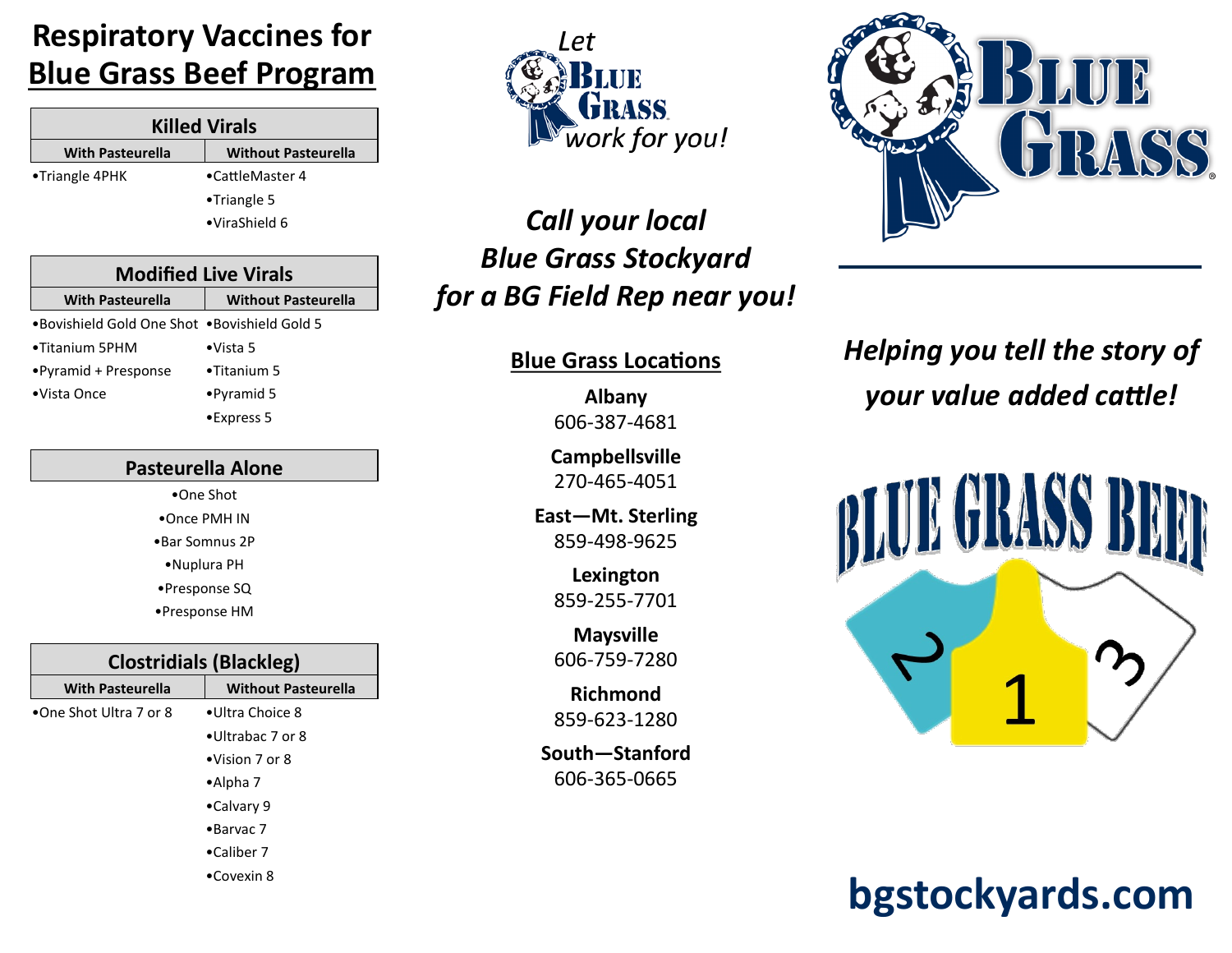# Respiratory Vaccines for Blue Grass Beef Program

| Killed Virals | |
|---|---|
| **With Pasteurella** | **Without Pasteurella** |
| •Triangle 4PHK | •CattleMaster 4 |
| | •Triangle 5 |
| | •ViraShield 6 |

| Modified Live Virals | |
|---|---|
| **With Pasteurella** | **Without Pasteurella** |
| •Bovishield Gold One Shot | •Bovishield Gold 5 |
| •Titanium 5PHM | •Vista 5 |
| •Pyramid + Presponse | •Titanium 5 |
| •Vista Once | •Pyramid 5 |
| | •Express 5 |

| Pasteurella Alone |
|---|
| •One Shot |
| •Once PMH IN |
| •Bar Somnus 2P |
| •Nuplura PH |
| •Presponse SQ |
| •Presponse HM |

| Clostridials (Blackleg) | |
|---|---|
| **With Pasteurella** | **Without Pasteurella** |
| •One Shot Ultra 7 or 8 | •Ultra Choice 8 |
| | •Ultrabac 7 or 8 |
| | •Vision 7 or 8 |
| | •Alpha 7 |
| | •Calvary 9 |
| | •Barvac 7 |
| | •Caliber 7 |
| | •Covexin 8 |

*Let* **BLUE GRASS** *work for you!*

***Call your local Blue Grass Stockyard for a BG Field Rep near you!***

## Blue Grass Locations

**Albany**
606-387-4681

**Campbellsville**
270-465-4051

**East—Mt. Sterling**
859-498-9625

**Lexington**
859-255-7701

**Maysville**
606-759-7280

**Richmond**
859-623-1280

**South—Stanford**
606-365-0665

**BLUE GRASS**®

***Helping you tell the story of your value added cattle!***

**BLUE GRASS BEEF**

1 2 3

**bgstockyards.com**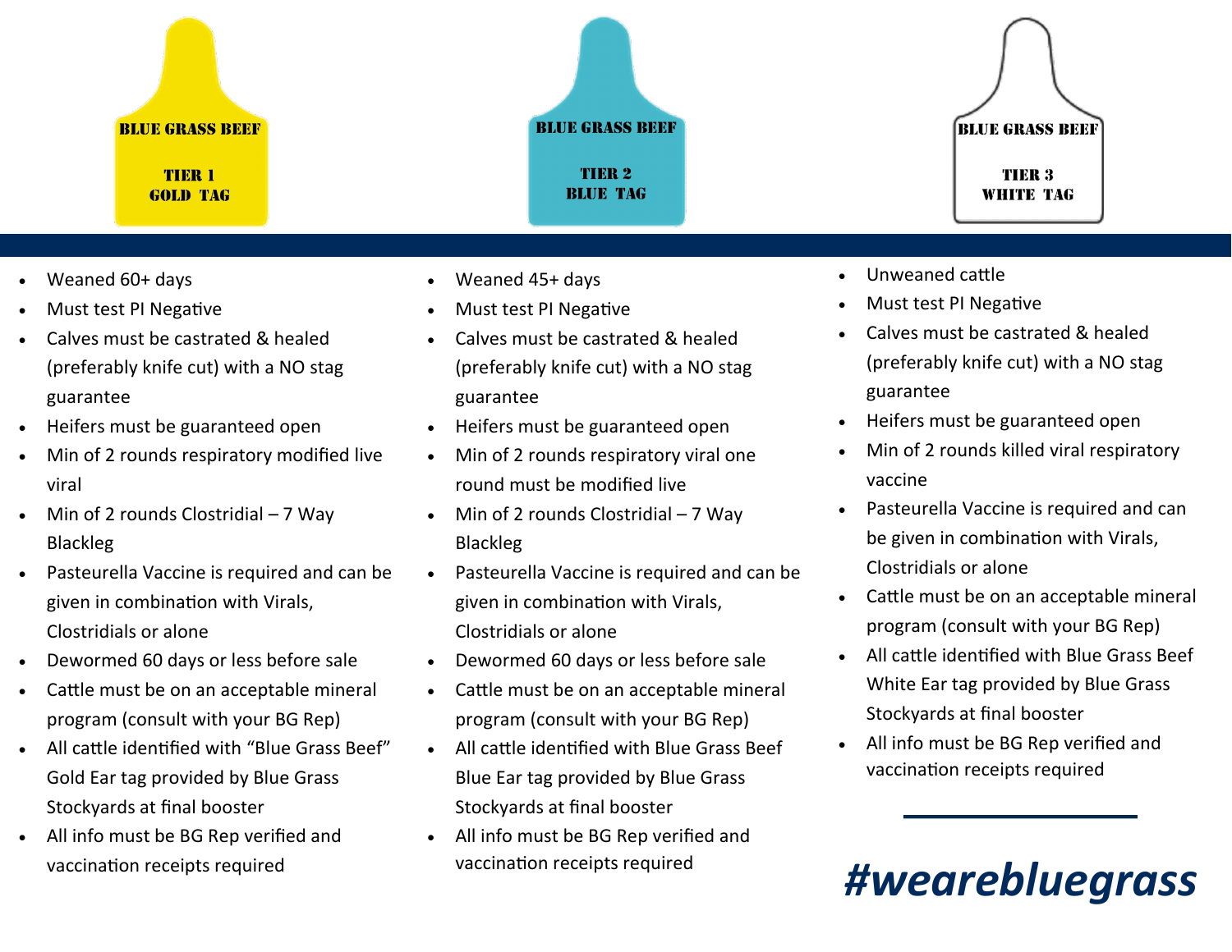## BLUE GRASS BEEF — TIER 1 GOLD TAG

- Weaned 60+ days
- Must test PI Negative
- Calves must be castrated & healed (preferably knife cut) with a NO stag guarantee
- Heifers must be guaranteed open
- Min of 2 rounds respiratory modified live viral
- Min of 2 rounds Clostridial – 7 Way Blackleg
- Pasteurella Vaccine is required and can be given in combination with Virals, Clostridials or alone
- Dewormed 60 days or less before sale
- Cattle must be on an acceptable mineral program (consult with your BG Rep)
- All cattle identified with "Blue Grass Beef" Gold Ear tag provided by Blue Grass Stockyards at final booster
- All info must be BG Rep verified and vaccination receipts required

## BLUE GRASS BEEF — TIER 2 BLUE TAG

- Weaned 45+ days
- Must test PI Negative
- Calves must be castrated & healed (preferably knife cut) with a NO stag guarantee
- Heifers must be guaranteed open
- Min of 2 rounds respiratory viral one round must be modified live
- Min of 2 rounds Clostridial – 7 Way Blackleg
- Pasteurella Vaccine is required and can be given in combination with Virals, Clostridials or alone
- Dewormed 60 days or less before sale
- Cattle must be on an acceptable mineral program (consult with your BG Rep)
- All cattle identified with Blue Grass Beef Blue Ear tag provided by Blue Grass Stockyards at final booster
- All info must be BG Rep verified and vaccination receipts required

## BLUE GRASS BEEF — TIER 3 WHITE TAG

- Unweaned cattle
- Must test PI Negative
- Calves must be castrated & healed (preferably knife cut) with a NO stag guarantee
- Heifers must be guaranteed open
- Min of 2 rounds killed viral respiratory vaccine
- Pasteurella Vaccine is required and can be given in combination with Virals, Clostridials or alone
- Cattle must be on an acceptable mineral program (consult with your BG Rep)
- All cattle identified with Blue Grass Beef White Ear tag provided by Blue Grass Stockyards at final booster
- All info must be BG Rep verified and vaccination receipts required

**#wearebluegrass**